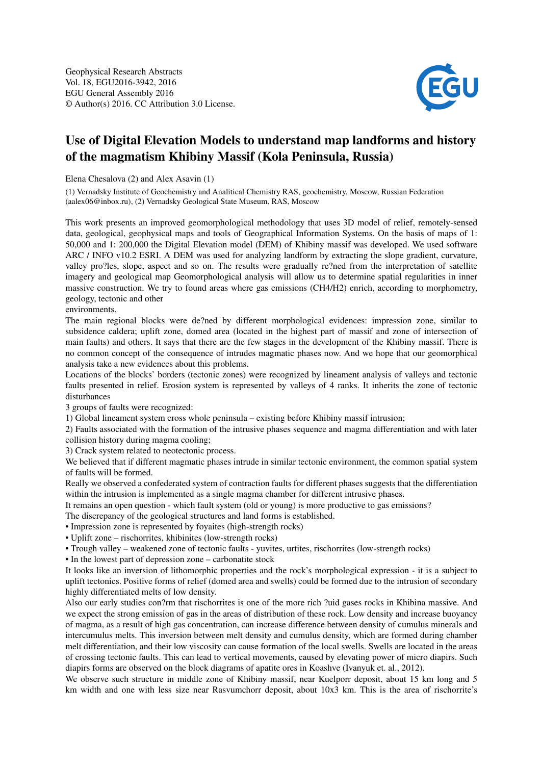Geophysical Research Abstracts
Vol. 18, EGU2016-3942, 2016
EGU General Assembly 2016
© Author(s) 2016. CC Attribution 3.0 License.

# Use of Digital Elevation Models to understand map landforms and history of the magmatism Khibiny Massif (Kola Peninsula, Russia)

Elena Chesalova (2) and Alex Asavin (1)

(1) Vernadsky Institute of Geochemistry and Analitical Chemistry RAS, geochemistry, Moscow, Russian Federation (aalex06@inbox.ru), (2) Vernadsky Geological State Museum, RAS, Moscow

This work presents an improved geomorphological methodology that uses 3D model of relief, remotely-sensed data, geological, geophysical maps and tools of Geographical Information Systems. On the basis of maps of 1: 50,000 and 1: 200,000 the Digital Elevation model (DEM) of Khibiny massif was developed. We used software ARC / INFO v10.2 ESRI. A DEM was used for analyzing landform by extracting the slope gradient, curvature, valley pro?les, slope, aspect and so on. The results were gradually re?ned from the interpretation of satellite imagery and geological map Geomorphological analysis will allow us to determine spatial regularities in inner massive construction. We try to found areas where gas emissions ($CH_4/H_2$) enrich, according to morphometry, geology, tectonic and other environments.

The main regional blocks were de?ned by different morphological evidences: impression zone, similar to subsidence caldera; uplift zone, domed area (located in the highest part of massif and zone of intersection of main faults) and others. It says that there are the few stages in the development of the Khibiny massif. There is no common concept of the consequence of intrudes magmatic phases now. And we hope that our geomorphical analysis take a new evidences about this problems.

Locations of the blocks' borders (tectonic zones) were recognized by lineament analysis of valleys and tectonic faults presented in relief. Erosion system is represented by valleys of 4 ranks. It inherits the zone of tectonic disturbances

3 groups of faults were recognized:

1) Global lineament system cross whole peninsula – existing before Khibiny massif intrusion;

2) Faults associated with the formation of the intrusive phases sequence and magma differentiation and with later collision history during magma cooling;

3) Crack system related to neotectonic process.

We believed that if different magmatic phases intrude in similar tectonic environment, the common spatial system of faults will be formed.

Really we observed a confederated system of contraction faults for different phases suggests that the differentiation within the intrusion is implemented as a single magma chamber for different intrusive phases.

It remains an open question - which fault system (old or young) is more productive to gas emissions?

The discrepancy of the geological structures and land forms is established.

- Impression zone is represented by foyaites (high-strength rocks)
- Uplift zone – rischorrites, khibinites (low-strength rocks)
- Trough valley – weakened zone of tectonic faults - yuvites, urtites, rischorrites (low-strength rocks)
- In the lowest part of depression zone – carbonatite stock

It looks like an inversion of lithomorphic properties and the rock's morphological expression - it is a subject to uplift tectonics. Positive forms of relief (domed area and swells) could be formed due to the intrusion of secondary highly differentiated melts of low density.

Also our early studies con?rm that rischorrites is one of the more rich ?uid gases rocks in Khibina massive. And we expect the strong emission of gas in the areas of distribution of these rock. Low density and increase buoyancy of magma, as a result of high gas concentration, can increase difference between density of cumulus minerals and intercumulus melts. This inversion between melt density and cumulus density, which are formed during chamber melt differentiation, and their low viscosity can cause formation of the local swells. Swells are located in the areas of crossing tectonic faults. This can lead to vertical movements, caused by elevating power of micro diapirs. Such diapirs forms are observed on the block diagrams of apatite ores in Koashve (Ivanyuk et. al., 2012).

We observe such structure in middle zone of Khibiny massif, near Kuelporr deposit, about 15 km long and 5 km width and one with less size near Rasvumchorr deposit, about 10x3 km. This is the area of rischorrite's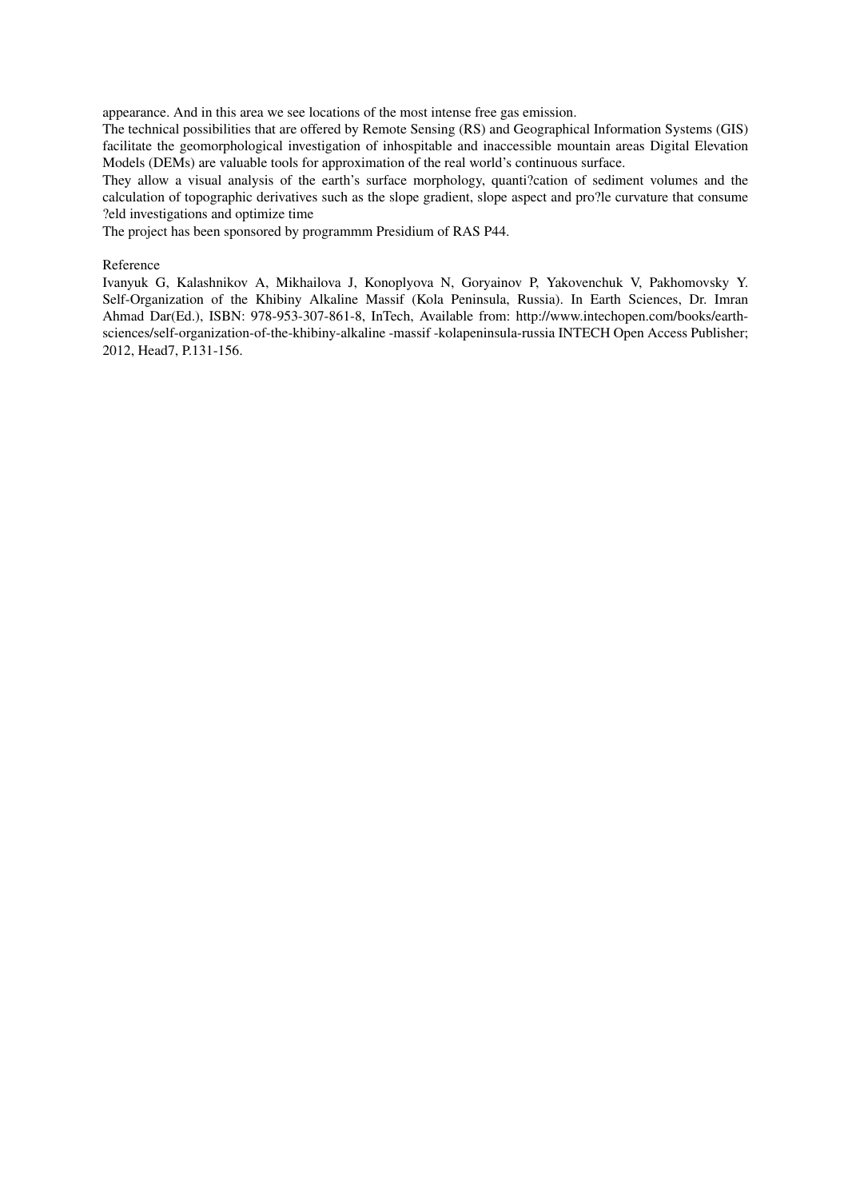appearance. And in this area we see locations of the most intense free gas emission.
The technical possibilities that are offered by Remote Sensing (RS) and Geographical Information Systems (GIS) facilitate the geomorphological investigation of inhospitable and inaccessible mountain areas Digital Elevation Models (DEMs) are valuable tools for approximation of the real world's continuous surface.
They allow a visual analysis of the earth's surface morphology, quanti?cation of sediment volumes and the calculation of topographic derivatives such as the slope gradient, slope aspect and pro?le curvature that consume ?eld investigations and optimize time
The project has been sponsored by programmm Presidium of RAS P44.

Reference

Ivanyuk G, Kalashnikov A, Mikhailova J, Konoplyova N, Goryainov P, Yakovenchuk V, Pakhomovsky Y. Self-Organization of the Khibiny Alkaline Massif (Kola Peninsula, Russia). In Earth Sciences, Dr. Imran Ahmad Dar(Ed.), ISBN: 978-953-307-861-8, InTech, Available from: http://www.intechopen.com/books/earth-sciences/self-organization-of-the-khibiny-alkaline -massif -kolapeninsula-russia INTECH Open Access Publisher; 2012, Head7, P.131-156.